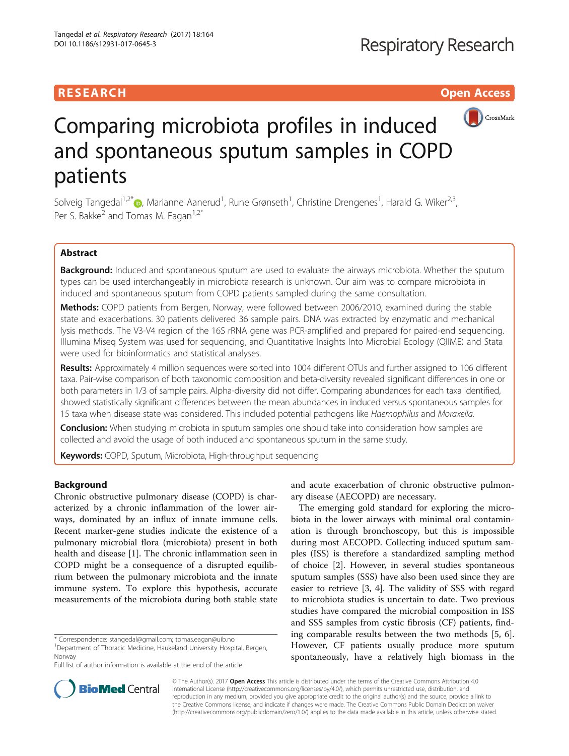RESEARCH Open Access

# Comparing microbiota profiles in induced and spontaneous sputum samples in COPD patients

Solveig Tangedal[1,2*], Marianne Aanerud[1], Rune Grønseth[1], Christine Drengenes[1], Harald G. Wiker[2,3], Per S. Bakke[2] and Tomas M. Eagan[1,2*]

## Abstract

**Background:** Induced and spontaneous sputum are used to evaluate the airways microbiota. Whether the sputum types can be used interchangeably in microbiota research is unknown. Our aim was to compare microbiota in induced and spontaneous sputum from COPD patients sampled during the same consultation.

**Methods:** COPD patients from Bergen, Norway, were followed between 2006/2010, examined during the stable state and exacerbations. 30 patients delivered 36 sample pairs. DNA was extracted by enzymatic and mechanical lysis methods. The V3-V4 region of the 16S rRNA gene was PCR-amplified and prepared for paired-end sequencing. Illumina Miseq System was used for sequencing, and Quantitative Insights Into Microbial Ecology (QIIME) and Stata were used for bioinformatics and statistical analyses.

**Results:** Approximately 4 million sequences were sorted into 1004 different OTUs and further assigned to 106 different taxa. Pair-wise comparison of both taxonomic composition and beta-diversity revealed significant differences in one or both parameters in 1/3 of sample pairs. Alpha-diversity did not differ. Comparing abundances for each taxa identified, showed statistically significant differences between the mean abundances in induced versus spontaneous samples for 15 taxa when disease state was considered. This included potential pathogens like *Haemophilus* and *Moraxella*.

**Conclusion:** When studying microbiota in sputum samples one should take into consideration how samples are collected and avoid the usage of both induced and spontaneous sputum in the same study.

**Keywords:** COPD, Sputum, Microbiota, High-throughput sequencing

## Background

Chronic obstructive pulmonary disease (COPD) is characterized by a chronic inflammation of the lower airways, dominated by an influx of innate immune cells. Recent marker-gene studies indicate the existence of a pulmonary microbial flora (microbiota) present in both health and disease [1]. The chronic inflammation seen in COPD might be a consequence of a disrupted equilibrium between the pulmonary microbiota and the innate immune system. To explore this hypothesis, accurate measurements of the microbiota during both stable state and acute exacerbation of chronic obstructive pulmonary disease (AECOPD) are necessary.

The emerging gold standard for exploring the microbiota in the lower airways with minimal oral contamination is through bronchoscopy, but this is impossible during most AECOPD. Collecting induced sputum samples (ISS) is therefore a standardized sampling method of choice [2]. However, in several studies spontaneous sputum samples (SSS) have also been used since they are easier to retrieve [3, 4]. The validity of SSS with regard to microbiota studies is uncertain to date. Two previous studies have compared the microbial composition in ISS and SSS samples from cystic fibrosis (CF) patients, finding comparable results between the two methods [5, 6]. However, CF patients usually produce more sputum spontaneously, have a relatively high biomass in the

\* Correspondence: stangedal@gmail.com; tomas.eagan@uib.no
[1]Department of Thoracic Medicine, Haukeland University Hospital, Bergen, Norway
Full list of author information is available at the end of the article

© The Author(s). 2017 **Open Access** This article is distributed under the terms of the Creative Commons Attribution 4.0 International License (http://creativecommons.org/licenses/by/4.0/), which permits unrestricted use, distribution, and reproduction in any medium, provided you give appropriate credit to the original author(s) and the source, provide a link to the Creative Commons license, and indicate if changes were made. The Creative Commons Public Domain Dedication waiver (http://creativecommons.org/publicdomain/zero/1.0/) applies to the data made available in this article, unless otherwise stated.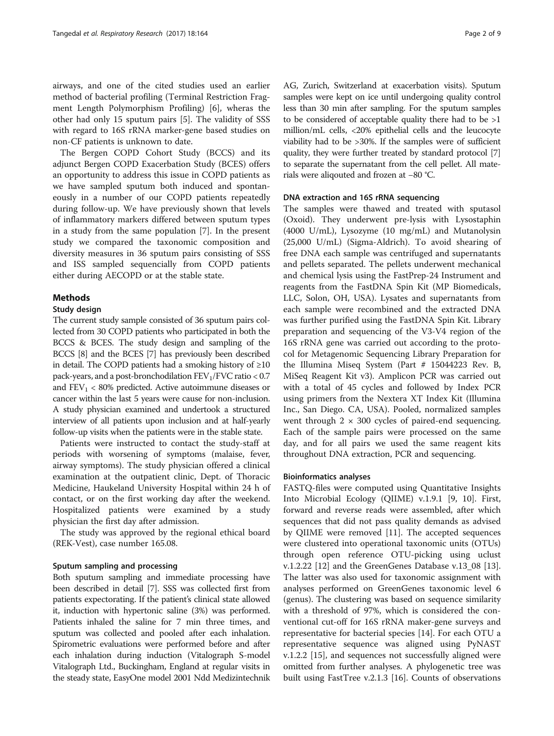airways, and one of the cited studies used an earlier method of bacterial profiling (Terminal Restriction Fragment Length Polymorphism Profiling) [6], wheras the other had only 15 sputum pairs [5]. The validity of SSS with regard to 16S rRNA marker-gene based studies on non-CF patients is unknown to date.

The Bergen COPD Cohort Study (BCCS) and its adjunct Bergen COPD Exacerbation Study (BCES) offers an opportunity to address this issue in COPD patients as we have sampled sputum both induced and spontaneously in a number of our COPD patients repeatedly during follow-up. We have previously shown that levels of inflammatory markers differed between sputum types in a study from the same population [7]. In the present study we compared the taxonomic composition and diversity measures in 36 sputum pairs consisting of SSS and ISS sampled sequencially from COPD patients either during AECOPD or at the stable state.

## Methods

### Study design

The current study sample consisted of 36 sputum pairs collected from 30 COPD patients who participated in both the BCCS & BCES. The study design and sampling of the BCCS [8] and the BCES [7] has previously been described in detail. The COPD patients had a smoking history of ≥10 pack-years, and a post-bronchodilation $FEV_1/FVC$ ratio < 0.7 and $FEV_1$ < 80% predicted. Active autoimmune diseases or cancer within the last 5 years were cause for non-inclusion. A study physician examined and undertook a structured interview of all patients upon inclusion and at half-yearly follow-up visits when the patients were in the stable state.

Patients were instructed to contact the study-staff at periods with worsening of symptoms (malaise, fever, airway symptoms). The study physician offered a clinical examination at the outpatient clinic, Dept. of Thoracic Medicine, Haukeland University Hospital within 24 h of contact, or on the first working day after the weekend. Hospitalized patients were examined by a study physician the first day after admission.

The study was approved by the regional ethical board (REK-Vest), case number 165.08.

### Sputum sampling and processing

Both sputum sampling and immediate processing have been described in detail [7]. SSS was collected first from patients expectorating. If the patient's clinical state allowed it, induction with hypertonic saline (3%) was performed. Patients inhaled the saline for 7 min three times, and sputum was collected and pooled after each inhalation. Spirometric evaluations were performed before and after each inhalation during induction (Vitalograph S-model Vitalograph Ltd., Buckingham, England at regular visits in the steady state, EasyOne model 2001 Ndd Medizintechnik AG, Zurich, Switzerland at exacerbation visits). Sputum samples were kept on ice until undergoing quality control less than 30 min after sampling. For the sputum samples to be considered of acceptable quality there had to be >1 million/mL cells, <20% epithelial cells and the leucocyte viability had to be >30%. If the samples were of sufficient quality, they were further treated by standard protocol [7] to separate the supernatant from the cell pellet. All materials were aliqouted and frozen at −80 °C.

### DNA extraction and 16S rRNA sequencing

The samples were thawed and treated with sputasol (Oxoid). They underwent pre-lysis with Lysostaphin (4000 U/mL), Lysozyme (10 mg/mL) and Mutanolysin (25,000 U/mL) (Sigma-Aldrich). To avoid shearing of free DNA each sample was centrifuged and supernatants and pellets separated. The pellets underwent mechanical and chemical lysis using the FastPrep-24 Instrument and reagents from the FastDNA Spin Kit (MP Biomedicals, LLC, Solon, OH, USA). Lysates and supernatants from each sample were recombined and the extracted DNA was further purified using the FastDNA Spin Kit. Library preparation and sequencing of the V3-V4 region of the 16S rRNA gene was carried out according to the protocol for Metagenomic Sequencing Library Preparation for the Illumina Miseq System (Part # 15044223 Rev. B, MiSeq Reagent Kit v3). Amplicon PCR was carried out with a total of 45 cycles and followed by Index PCR using primers from the Nextera XT Index Kit (Illumina Inc., San Diego. CA, USA). Pooled, normalized samples went through 2 × 300 cycles of paired-end sequencing. Each of the sample pairs were processed on the same day, and for all pairs we used the same reagent kits throughout DNA extraction, PCR and sequencing.

### Bioinformatics analyses

FASTQ-files were computed using Quantitative Insights Into Microbial Ecology (QIIME) v.1.9.1 [9, 10]. First, forward and reverse reads were assembled, after which sequences that did not pass quality demands as advised by QIIME were removed [11]. The accepted sequences were clustered into operational taxonomic units (OTUs) through open reference OTU-picking using uclust v.1.2.22 [12] and the GreenGenes Database v.13_08 [13]. The latter was also used for taxonomic assignment with analyses performed on GreenGenes taxonomic level 6 (genus). The clustering was based on sequence similarity with a threshold of 97%, which is considered the conventional cut-off for 16S rRNA maker-gene surveys and representative for bacterial species [14]. For each OTU a representative sequence was aligned using PyNAST v.1.2.2 [15], and sequences not successfully aligned were omitted from further analyses. A phylogenetic tree was built using FastTree v.2.1.3 [16]. Counts of observations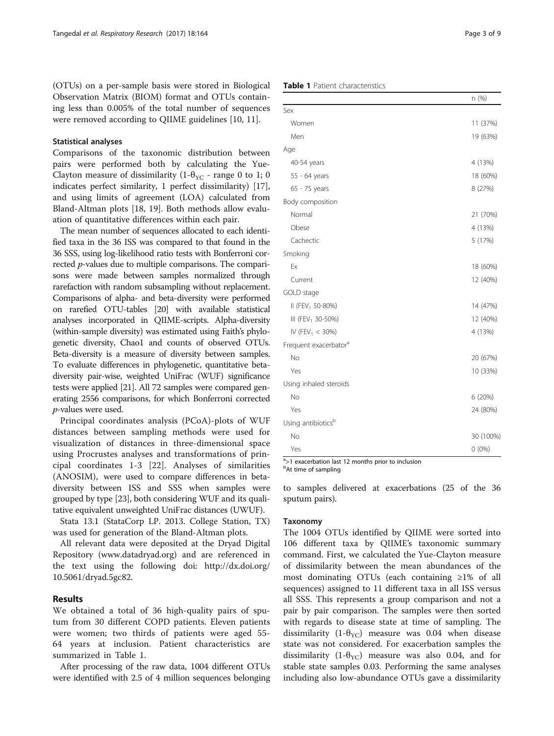(OTUs) on a per-sample basis were stored in Biological Observation Matrix (BIOM) format and OTUs containing less than 0.005% of the total number of sequences were removed according to QIIME guidelines [10, 11].

### Statistical analyses

Comparisons of the taxonomic distribution between pairs were performed both by calculating the Yue-Clayton measure of dissimilarity ($1\text{-}\theta_{YC}$ - range 0 to 1; 0 indicates perfect similarity, 1 perfect dissimilarity) [17], and using limits of agreement (LOA) calculated from Bland-Altman plots [18, 19]. Both methods allow evaluation of quantitative differences within each pair.

The mean number of sequences allocated to each identified taxa in the 36 ISS was compared to that found in the 36 SSS, using log-likelihood ratio tests with Bonferroni corrected *p*-values due to multiple comparisons. The comparisons were made between samples normalized through rarefaction with random subsampling without replacement. Comparisons of alpha- and beta-diversity were performed on rarefied OTU-tables [20] with available statistical analyses incorporated in QIIME-scripts. Alpha-diversity (within-sample diversity) was estimated using Faith's phylogenetic diversity, Chao1 and counts of observed OTUs. Beta-diversity is a measure of diversity between samples. To evaluate differences in phylogenetic, quantitative beta-diversity pair-wise, weighted UniFrac (WUF) significance tests were applied [21]. All 72 samples were compared generating 2556 comparisons, for which Bonferroni corrected *p*-values were used.

Principal coordinates analysis (PCoA)-plots of WUF distances between sampling methods were used for visualization of distances in three-dimensional space using Procrustes analyses and transformations of principal coordinates 1-3 [22]. Analyses of similarities (ANOSIM), were used to compare differences in beta-diversity between ISS and SSS when samples were grouped by type [23], both considering WUF and its qualitative equivalent unweighted UniFrac distances (UWUF).

Stata 13.1 (StataCorp LP. 2013. College Station, TX) was used for generation of the Bland-Altman plots.

All relevant data were deposited at the Dryad Digital Repository (www.datadryad.org) and are referenced in the text using the following doi: http://dx.doi.org/10.5061/dryad.5gc82.

## Results

We obtained a total of 36 high-quality pairs of sputum from 30 different COPD patients. Eleven patients were women; two thirds of patients were aged 55-64 years at inclusion. Patient characteristics are summarized in Table 1.

After processing of the raw data, 1004 different OTUs were identified with 2.5 of 4 million sequences belonging to samples delivered at exacerbations (25 of the 36 sputum pairs).

**Table 1** Patient characteristics

| | n (%) |
|---|---|
| Sex | |
| Women | 11 (37%) |
| Men | 19 (63%) |
| Age | |
| 40-54 years | 4 (13%) |
| 55 - 64 years | 18 (60%) |
| 65 - 75 years | 8 (27%) |
| Body composition | |
| Normal | 21 (70%) |
| Obese | 4 (13%) |
| Cachectic | 5 (17%) |
| Smoking | |
| Ex | 18 (60%) |
| Current | 12 (40%) |
| GOLD stage | |
| II ($FEV_1$ 50-80%) | 14 (47%) |
| III ($FEV_1$ 30-50%) | 12 (40%) |
| IV ($FEV_1$ < 30%) | 4 (13%) |
| Frequent exacerbator[a] | |
| No | 20 (67%) |
| Yes | 10 (33%) |
| Using inhaled steroids | |
| No | 6 (20%) |
| Yes | 24 (80%) |
| Using antibiotics[b] | |
| No | 30 (100%) |
| Yes | 0 (0%) |

[a]>1 exacerbation last 12 months prior to inclusion
[b]At time of sampling

### Taxonomy

The 1004 OTUs identified by QIIME were sorted into 106 different taxa by QIIME's taxonomic summary command. First, we calculated the Yue-Clayton measure of dissimilarity between the mean abundances of the most dominating OTUs (each containing ≥1% of all sequences) assigned to 11 different taxa in all ISS versus all SSS. This represents a group comparison and not a pair by pair comparison. The samples were then sorted with regards to disease state at time of sampling. The dissimilarity ($1\text{-}\theta_{YC}$) measure was 0.04 when disease state was not considered. For exacerbation samples the dissimilarity ($1\text{-}\theta_{YC}$) measure was also 0.04, and for stable state samples 0.03. Performing the same analyses including also low-abundance OTUs gave a dissimilarity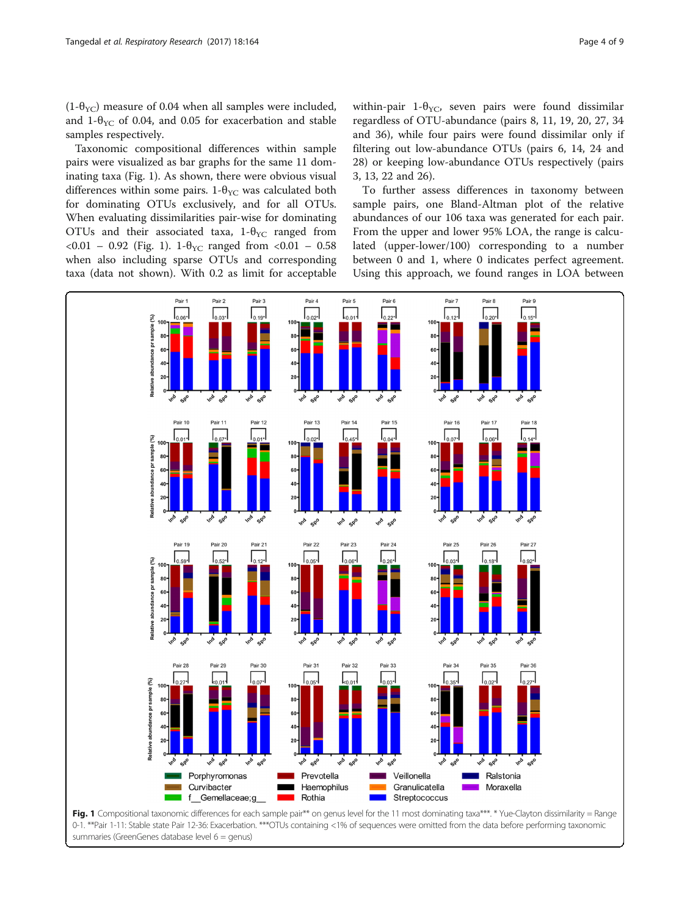($1\text{-}\theta_{YC}$) measure of 0.04 when all samples were included, and $1\text{-}\theta_{YC}$ of 0.04, and 0.05 for exacerbation and stable samples respectively.

Taxonomic compositional differences within sample pairs were visualized as bar graphs for the same 11 dominating taxa (Fig. 1). As shown, there were obvious visual differences within some pairs. $1\text{-}\theta_{YC}$ was calculated both for dominating OTUs exclusively, and for all OTUs. When evaluating dissimilarities pair-wise for dominating OTUs and their associated taxa, $1\text{-}\theta_{YC}$ ranged from <0.01 – 0.92 (Fig. 1). $1\text{-}\theta_{YC}$ ranged from <0.01 – 0.58 when also including sparse OTUs and corresponding taxa (data not shown). With 0.2 as limit for acceptable within-pair $1\text{-}\theta_{YC}$, seven pairs were found dissimilar regardless of OTU-abundance (pairs 8, 11, 19, 20, 27, 34 and 36), while four pairs were found dissimilar only if filtering out low-abundance OTUs (pairs 6, 14, 24 and 28) or keeping low-abundance OTUs respectively (pairs 3, 13, 22 and 26).

To further assess differences in taxonomy between sample pairs, one Bland-Altman plot of the relative abundances of our 106 taxa was generated for each pair. From the upper and lower 95% LOA, the range is calculated (upper-lower/100) corresponding to a number between 0 and 1, where 0 indicates perfect agreement. Using this approach, we found ranges in LOA between

**Fig. 1** Compositional taxonomic differences for each sample pair** on genus level for the 11 most dominating taxa***. * Yue-Clayton dissimilarity = Range 0-1. **Pair 1-11: Stable state Pair 12-36: Exacerbation. ***OTUs containing <1% of sequences were omitted from the data before performing taxonomic summaries (GreenGenes database level 6 = genus)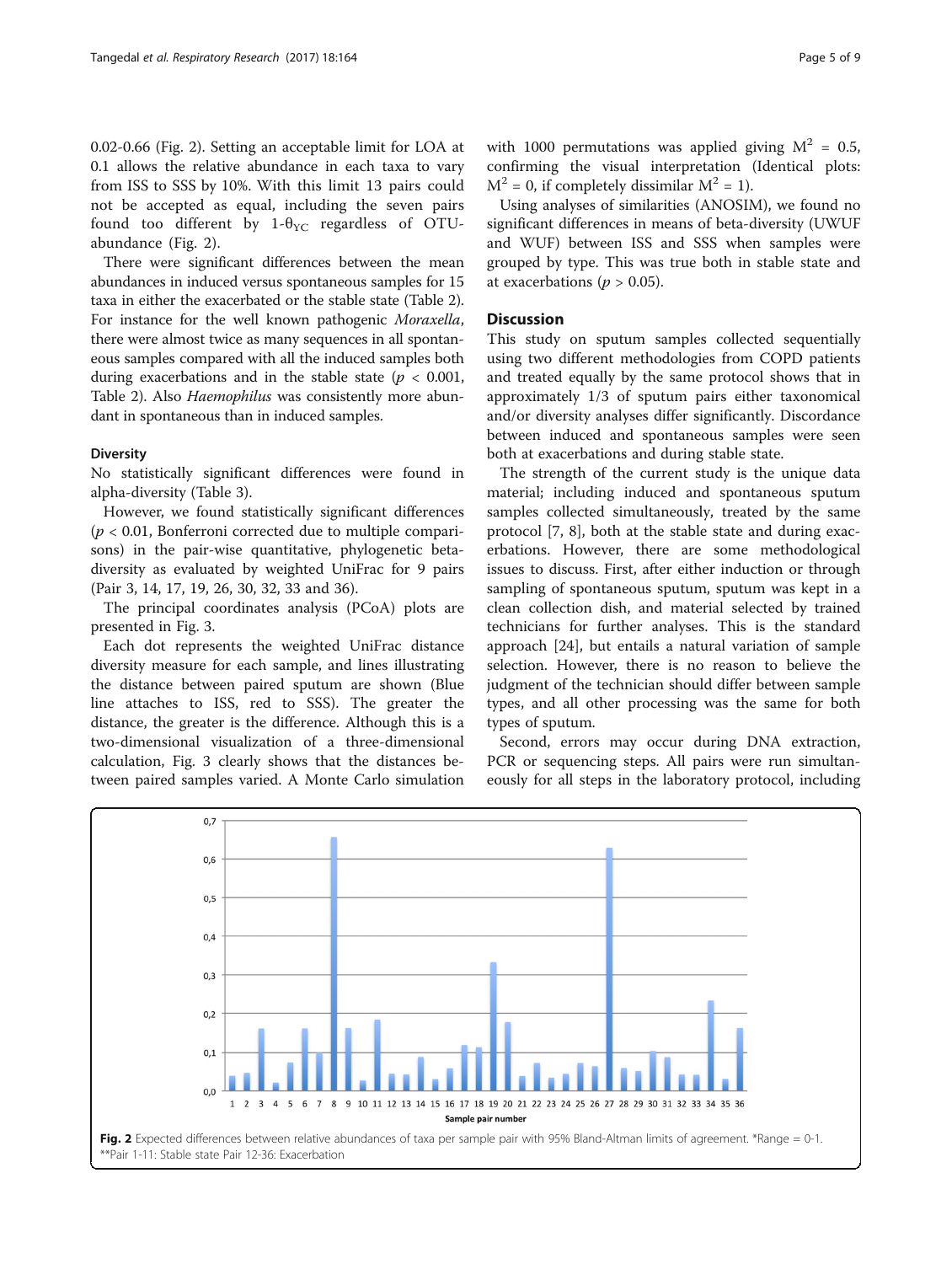0.02-0.66 (Fig. 2). Setting an acceptable limit for LOA at 0.1 allows the relative abundance in each taxa to vary from ISS to SSS by 10%. With this limit 13 pairs could not be accepted as equal, including the seven pairs found too different by $1\text{-}\theta_{YC}$ regardless of OTU-abundance (Fig. 2).

There were significant differences between the mean abundances in induced versus spontaneous samples for 15 taxa in either the exacerbated or the stable state (Table 2). For instance for the well known pathogenic *Moraxella*, there were almost twice as many sequences in all spontaneous samples compared with all the induced samples both during exacerbations and in the stable state ($p < 0.001$, Table 2). Also *Haemophilus* was consistently more abundant in spontaneous than in induced samples.

### Diversity

No statistically significant differences were found in alpha-diversity (Table 3).

However, we found statistically significant differences ($p < 0.01$, Bonferroni corrected due to multiple comparisons) in the pair-wise quantitative, phylogenetic beta-diversity as evaluated by weighted UniFrac for 9 pairs (Pair 3, 14, 17, 19, 26, 30, 32, 33 and 36).

The principal coordinates analysis (PCoA) plots are presented in Fig. 3.

Each dot represents the weighted UniFrac distance diversity measure for each sample, and lines illustrating the distance between paired sputum are shown (Blue line attaches to ISS, red to SSS). The greater the distance, the greater is the difference. Although this is a two-dimensional visualization of a three-dimensional calculation, Fig. 3 clearly shows that the distances between paired samples varied. A Monte Carlo simulation with 1000 permutations was applied giving $M^2 = 0.5$, confirming the visual interpretation (Identical plots: $M^2 = 0$, if completely dissimilar $M^2 = 1$).

Using analyses of similarities (ANOSIM), we found no significant differences in means of beta-diversity (UWUF and WUF) between ISS and SSS when samples were grouped by type. This was true both in stable state and at exacerbations ($p > 0.05$).

## Discussion

This study on sputum samples collected sequentially using two different methodologies from COPD patients and treated equally by the same protocol shows that in approximately 1/3 of sputum pairs either taxonomical and/or diversity analyses differ significantly. Discordance between induced and spontaneous samples were seen both at exacerbations and during stable state.

The strength of the current study is the unique data material; including induced and spontaneous sputum samples collected simultaneously, treated by the same protocol [7, 8], both at the stable state and during exacerbations. However, there are some methodological issues to discuss. First, after either induction or through sampling of spontaneous sputum, sputum was kept in a clean collection dish, and material selected by trained technicians for further analyses. This is the standard approach [24], but entails a natural variation of sample selection. However, there is no reason to believe the judgment of the technician should differ between sample types, and all other processing was the same for both types of sputum.

Second, errors may occur during DNA extraction, PCR or sequencing steps. All pairs were run simultaneously for all steps in the laboratory protocol, including

**Fig. 2** Expected differences between relative abundances of taxa per sample pair with 95% Bland-Altman limits of agreement. *Range = 0-1. **Pair 1-11: Stable state Pair 12-36: Exacerbation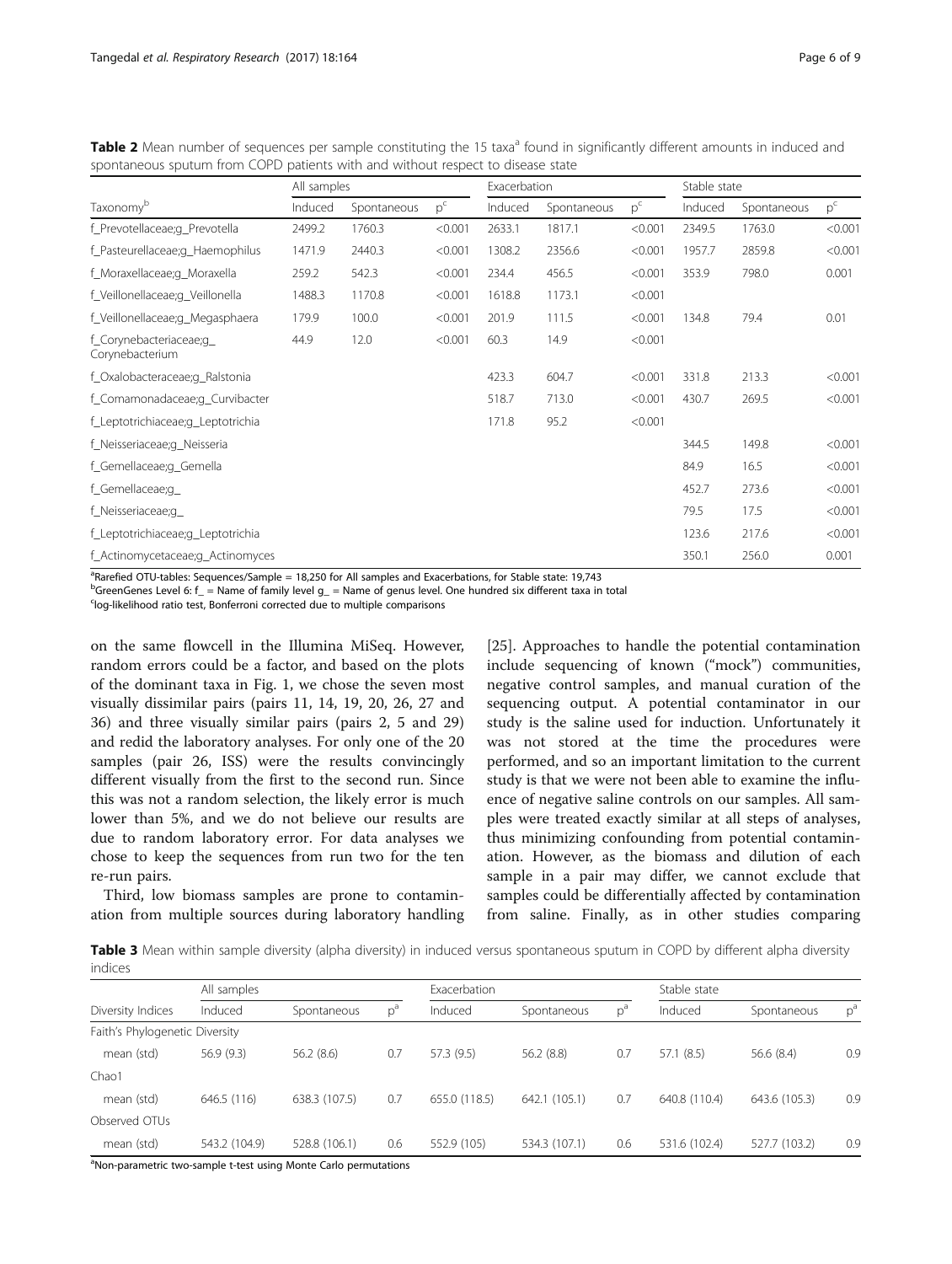**Table 2** Mean number of sequences per sample constituting the 15 taxa[a] found in significantly different amounts in induced and spontaneous sputum from COPD patients with and without respect to disease state

| Taxonomy[b] | All samples | | | Exacerbation | | | Stable state | | |
|---|---|---|---|---|---|---|---|---|---|
| | Induced | Spontaneous | p[c] | Induced | Spontaneous | p[c] | Induced | Spontaneous | p[c] |
| f_Prevotellaceae;g_Prevotella | 2499.2 | 1760.3 | <0.001 | 2633.1 | 1817.1 | <0.001 | 2349.5 | 1763.0 | <0.001 |
| f_Pasteurellaceae;g_Haemophilus | 1471.9 | 2440.3 | <0.001 | 1308.2 | 2356.6 | <0.001 | 1957.7 | 2859.8 | <0.001 |
| f_Moraxellaceae;g_Moraxella | 259.2 | 542.3 | <0.001 | 234.4 | 456.5 | <0.001 | 353.9 | 798.0 | 0.001 |
| f_Veillonellaceae;g_Veillonella | 1488.3 | 1170.8 | <0.001 | 1618.8 | 1173.1 | <0.001 | | | |
| f_Veillonellaceae;g_Megasphaera | 179.9 | 100.0 | <0.001 | 201.9 | 111.5 | <0.001 | 134.8 | 79.4 | 0.01 |
| f_Corynebacteriaceae;g_Corynebacterium | 44.9 | 12.0 | <0.001 | 60.3 | 14.9 | <0.001 | | | |
| f_Oxalobacteraceae;g_Ralstonia | | | | 423.3 | 604.7 | <0.001 | 331.8 | 213.3 | <0.001 |
| f_Comamonadaceae;g_Curvibacter | | | | 518.7 | 713.0 | <0.001 | 430.7 | 269.5 | <0.001 |
| f_Leptotrichiaceae;g_Leptotrichia | | | | 171.8 | 95.2 | <0.001 | | | |
| f_Neisseriaceae;g_Neisseria | | | | | | | 344.5 | 149.8 | <0.001 |
| f_Gemellaceae;g_Gemella | | | | | | | 84.9 | 16.5 | <0.001 |
| f_Gemellaceae;g_ | | | | | | | 452.7 | 273.6 | <0.001 |
| f_Neisseriaceae;g_ | | | | | | | 79.5 | 17.5 | <0.001 |
| f_Leptotrichiaceae;g_Leptotrichia | | | | | | | 123.6 | 217.6 | <0.001 |
| f_Actinomycetaceae;g_Actinomyces | | | | | | | 350.1 | 256.0 | 0.001 |

[a]Rarefied OTU-tables: Sequences/Sample = 18,250 for All samples and Exacerbations, for Stable state: 19,743
[b]GreenGenes Level 6: f_ = Name of family level g_ = Name of genus level. One hundred six different taxa in total
[c]log-likelihood ratio test, Bonferroni corrected due to multiple comparisons

on the same flowcell in the Illumina MiSeq. However, random errors could be a factor, and based on the plots of the dominant taxa in Fig. 1, we chose the seven most visually dissimilar pairs (pairs 11, 14, 19, 20, 26, 27 and 36) and three visually similar pairs (pairs 2, 5 and 29) and redid the laboratory analyses. For only one of the 20 samples (pair 26, ISS) were the results convincingly different visually from the first to the second run. Since this was not a random selection, the likely error is much lower than 5%, and we do not believe our results are due to random laboratory error. For data analyses we chose to keep the sequences from run two for the ten re-run pairs.

Third, low biomass samples are prone to contamination from multiple sources during laboratory handling [25]. Approaches to handle the potential contamination include sequencing of known ("mock") communities, negative control samples, and manual curation of the sequencing output. A potential contaminator in our study is the saline used for induction. Unfortunately it was not stored at the time the procedures were performed, and so an important limitation to the current study is that we were not been able to examine the influence of negative saline controls on our samples. All samples were treated exactly similar at all steps of analyses, thus minimizing confounding from potential contamination. However, as the biomass and dilution of each sample in a pair may differ, we cannot exclude that samples could be differentially affected by contamination from saline. Finally, as in other studies comparing

**Table 3** Mean within sample diversity (alpha diversity) in induced versus spontaneous sputum in COPD by different alpha diversity indices

| Diversity Indices | All samples | | | Exacerbation | | | Stable state | | |
|---|---|---|---|---|---|---|---|---|---|
| | Induced | Spontaneous | p[a] | Induced | Spontaneous | p[a] | Induced | Spontaneous | p[a] |
| Faith's Phylogenetic Diversity | | | | | | | | | |
| mean (std) | 56.9 (9.3) | 56.2 (8.6) | 0.7 | 57.3 (9.5) | 56.2 (8.8) | 0.7 | 57.1 (8.5) | 56.6 (8.4) | 0.9 |
| Chao1 | | | | | | | | | |
| mean (std) | 646.5 (116) | 638.3 (107.5) | 0.7 | 655.0 (118.5) | 642.1 (105.1) | 0.7 | 640.8 (110.4) | 643.6 (105.3) | 0.9 |
| Observed OTUs | | | | | | | | | |
| mean (std) | 543.2 (104.9) | 528.8 (106.1) | 0.6 | 552.9 (105) | 534.3 (107.1) | 0.6 | 531.6 (102.4) | 527.7 (103.2) | 0.9 |

[a]Non-parametric two-sample t-test using Monte Carlo permutations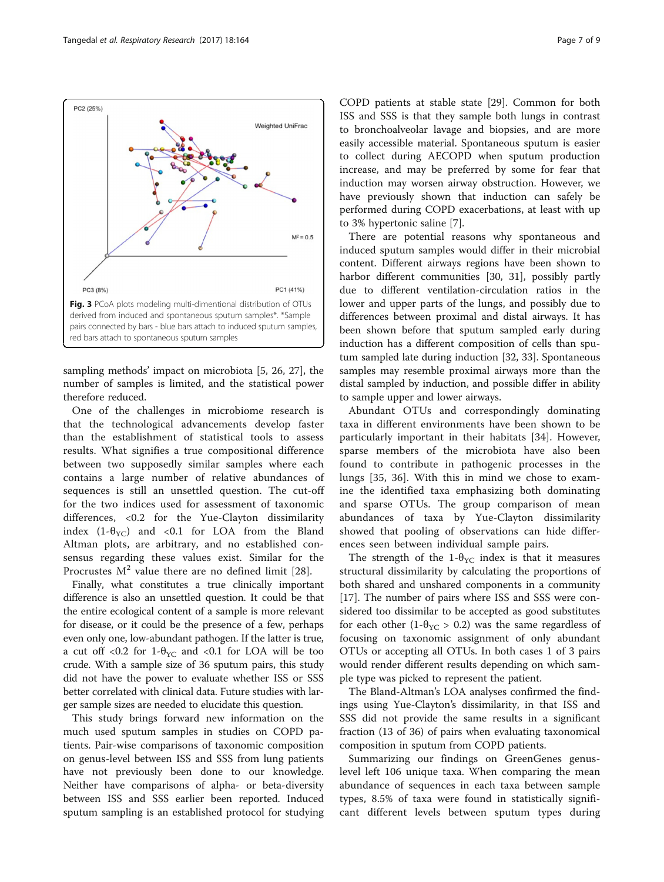Fig. 3 PCoA plots modeling multi-dimentional distribution of OTUs derived from induced and spontaneous sputum samples*. *Sample pairs connected by bars - blue bars attach to induced sputum samples, red bars attach to spontaneous sputum samples

sampling methods' impact on microbiota [5, 26, 27], the number of samples is limited, and the statistical power therefore reduced.

One of the challenges in microbiome research is that the technological advancements develop faster than the establishment of statistical tools to assess results. What signifies a true compositional difference between two supposedly similar samples where each contains a large number of relative abundances of sequences is still an unsettled question. The cut-off for the two indices used for assessment of taxonomic differences, <0.2 for the Yue-Clayton dissimilarity index ($1\text{-}\theta_{YC}$) and <0.1 for LOA from the Bland Altman plots, are arbitrary, and no established consensus regarding these values exist. Similar for the Procrustes $M^2$ value there are no defined limit [28].

Finally, what constitutes a true clinically important difference is also an unsettled question. It could be that the entire ecological content of a sample is more relevant for disease, or it could be the presence of a few, perhaps even only one, low-abundant pathogen. If the latter is true, a cut off <0.2 for $1\text{-}\theta_{YC}$ and <0.1 for LOA will be too crude. With a sample size of 36 sputum pairs, this study did not have the power to evaluate whether ISS or SSS better correlated with clinical data. Future studies with larger sample sizes are needed to elucidate this question.

This study brings forward new information on the much used sputum samples in studies on COPD patients. Pair-wise comparisons of taxonomic composition on genus-level between ISS and SSS from lung patients have not previously been done to our knowledge. Neither have comparisons of alpha- or beta-diversity between ISS and SSS earlier been reported. Induced sputum sampling is an established protocol for studying COPD patients at stable state [29]. Common for both ISS and SSS is that they sample both lungs in contrast to bronchoalveolar lavage and biopsies, and are more easily accessible material. Spontaneous sputum is easier to collect during AECOPD when sputum production increase, and may be preferred by some for fear that induction may worsen airway obstruction. However, we have previously shown that induction can safely be performed during COPD exacerbations, at least with up to 3% hypertonic saline [7].

There are potential reasons why spontaneous and induced sputum samples would differ in their microbial content. Different airways regions have been shown to harbor different communities [30, 31], possibly partly due to different ventilation-circulation ratios in the lower and upper parts of the lungs, and possibly due to differences between proximal and distal airways. It has been shown before that sputum sampled early during induction has a different composition of cells than sputum sampled late during induction [32, 33]. Spontaneous samples may resemble proximal airways more than the distal sampled by induction, and possible differ in ability to sample upper and lower airways.

Abundant OTUs and correspondingly dominating taxa in different environments have been shown to be particularly important in their habitats [34]. However, sparse members of the microbiota have also been found to contribute in pathogenic processes in the lungs [35, 36]. With this in mind we chose to examine the identified taxa emphasizing both dominating and sparse OTUs. The group comparison of mean abundances of taxa by Yue-Clayton dissimilarity showed that pooling of observations can hide differences seen between individual sample pairs.

The strength of the $1\text{-}\theta_{YC}$ index is that it measures structural dissimilarity by calculating the proportions of both shared and unshared components in a community [17]. The number of pairs where ISS and SSS were considered too dissimilar to be accepted as good substitutes for each other ($1\text{-}\theta_{YC} > 0.2$) was the same regardless of focusing on taxonomic assignment of only abundant OTUs or accepting all OTUs. In both cases 1 of 3 pairs would render different results depending on which sample type was picked to represent the patient.

The Bland-Altman's LOA analyses confirmed the findings using Yue-Clayton's dissimilarity, in that ISS and SSS did not provide the same results in a significant fraction (13 of 36) of pairs when evaluating taxonomical composition in sputum from COPD patients.

Summarizing our findings on GreenGenes genus-level left 106 unique taxa. When comparing the mean abundance of sequences in each taxa between sample types, 8.5% of taxa were found in statistically significant different levels between sputum types during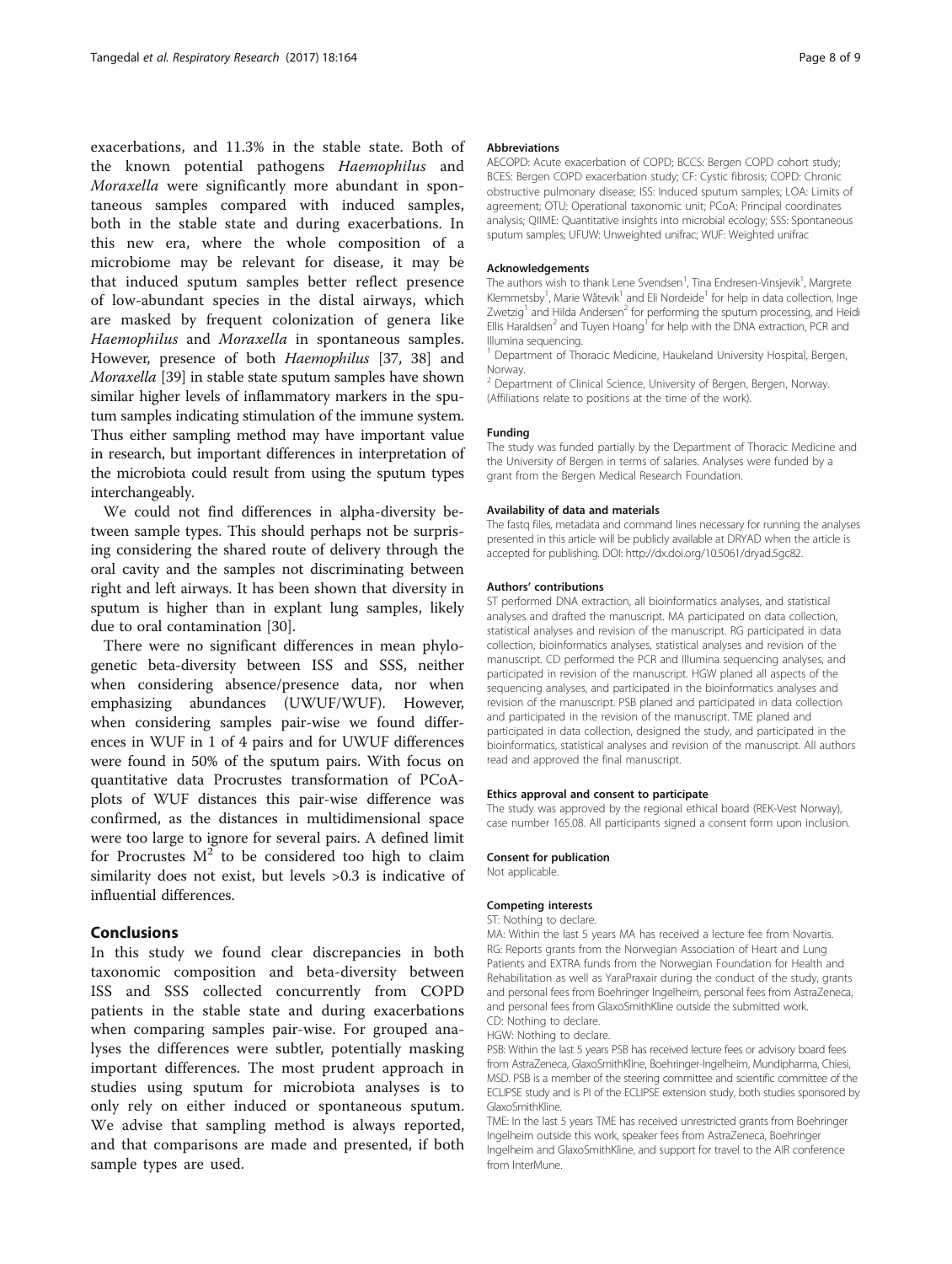exacerbations, and 11.3% in the stable state. Both of the known potential pathogens *Haemophilus* and *Moraxella* were significantly more abundant in spontaneous samples compared with induced samples, both in the stable state and during exacerbations. In this new era, where the whole composition of a microbiome may be relevant for disease, it may be that induced sputum samples better reflect presence of low-abundant species in the distal airways, which are masked by frequent colonization of genera like *Haemophilus* and *Moraxella* in spontaneous samples. However, presence of both *Haemophilus* [37, 38] and *Moraxella* [39] in stable state sputum samples have shown similar higher levels of inflammatory markers in the sputum samples indicating stimulation of the immune system. Thus either sampling method may have important value in research, but important differences in interpretation of the microbiota could result from using the sputum types interchangeably.

We could not find differences in alpha-diversity between sample types. This should perhaps not be surprising considering the shared route of delivery through the oral cavity and the samples not discriminating between right and left airways. It has been shown that diversity in sputum is higher than in explant lung samples, likely due to oral contamination [30].

There were no significant differences in mean phylogenetic beta-diversity between ISS and SSS, neither when considering absence/presence data, nor when emphasizing abundances (UWUF/WUF). However, when considering samples pair-wise we found differences in WUF in 1 of 4 pairs and for UWUF differences were found in 50% of the sputum pairs. With focus on quantitative data Procrustes transformation of PCoA-plots of WUF distances this pair-wise difference was confirmed, as the distances in multidimensional space were too large to ignore for several pairs. A defined limit for Procrustes $M^2$ to be considered too high to claim similarity does not exist, but levels >0.3 is indicative of influential differences.

## Conclusions

In this study we found clear discrepancies in both taxonomic composition and beta-diversity between ISS and SSS collected concurrently from COPD patients in the stable state and during exacerbations when comparing samples pair-wise. For grouped analyses the differences were subtler, potentially masking important differences. The most prudent approach in studies using sputum for microbiota analyses is to only rely on either induced or spontaneous sputum. We advise that sampling method is always reported, and that comparisons are made and presented, if both sample types are used.

### Abbreviations

AECOPD: Acute exacerbation of COPD; BCCS: Bergen COPD cohort study; BCES: Bergen COPD exacerbation study; CF: Cystic fibrosis; COPD: Chronic obstructive pulmonary disease; ISS: Induced sputum samples; LOA: Limits of agreement; OTU: Operational taxonomic unit; PCoA: Principal coordinates analysis; QIIME: Quantitative insights into microbial ecology; SSS: Spontaneous sputum samples; UFUW: Unweighted unifrac; WUF: Weighted unifrac

### Acknowledgements

The authors wish to thank Lene Svendsen[1], Tina Endresen-Vinsjevik[1], Margrete Klemmetsby[1], Marie Wåtevik[1] and Eli Nordeide[1] for help in data collection, Inge Zwetzig[1] and Hilda Andersen[2] for performing the sputum processing, and Heidi Ellis Haraldsen[2] and Tuyen Hoang[1] for help with the DNA extraction, PCR and Illumina sequencing.

[1] Department of Thoracic Medicine, Haukeland University Hospital, Bergen, Norway.

[2] Department of Clinical Science, University of Bergen, Bergen, Norway.

(Affiliations relate to positions at the time of the work).

### Funding

The study was funded partially by the Department of Thoracic Medicine and the University of Bergen in terms of salaries. Analyses were funded by a grant from the Bergen Medical Research Foundation.

### Availability of data and materials

The fastq files, metadata and command lines necessary for running the analyses presented in this article will be publicly available at DRYAD when the article is accepted for publishing. DOI: http://dx.doi.org/10.5061/dryad.5gc82.

### Authors' contributions

ST performed DNA extraction, all bioinformatics analyses, and statistical analyses and drafted the manuscript. MA participated on data collection, statistical analyses and revision of the manuscript. RG participated in data collection, bioinformatics analyses, statistical analyses and revision of the manuscript. CD performed the PCR and Illumina sequencing analyses, and participated in revision of the manuscript. HGW planed all aspects of the sequencing analyses, and participated in the bioinformatics analyses and revision of the manuscript. PSB planed and participated in data collection and participated in the revision of the manuscript. TME planed and participated in data collection, designed the study, and participated in the bioinformatics, statistical analyses and revision of the manuscript. All authors read and approved the final manuscript.

### Ethics approval and consent to participate

The study was approved by the regional ethical board (REK-Vest Norway), case number 165.08. All participants signed a consent form upon inclusion.

### Consent for publication

Not applicable.

### Competing interests

ST: Nothing to declare.

MA: Within the last 5 years MA has received a lecture fee from Novartis.

RG: Reports grants from the Norwegian Association of Heart and Lung Patients and EXTRA funds from the Norwegian Foundation for Health and Rehabilitation as well as YaraPraxair during the conduct of the study, grants and personal fees from Boehringer Ingelheim, personal fees from AstraZeneca, and personal fees from GlaxoSmithKline outside the submitted work.

CD: Nothing to declare.

HGW: Nothing to declare.

PSB: Within the last 5 years PSB has received lecture fees or advisory board fees from AstraZeneca, GlaxoSmithKline, Boehringer-Ingelheim, Mundipharma, Chiesi, MSD. PSB is a member of the steering committee and scientific committee of the ECLIPSE study and is PI of the ECLIPSE extension study, both studies sponsored by GlaxoSmithKline.

TME: In the last 5 years TME has received unrestricted grants from Boehringer Ingelheim outside this work, speaker fees from AstraZeneca, Boehringer Ingelheim and GlaxoSmithKline, and support for travel to the AIR conference from InterMune.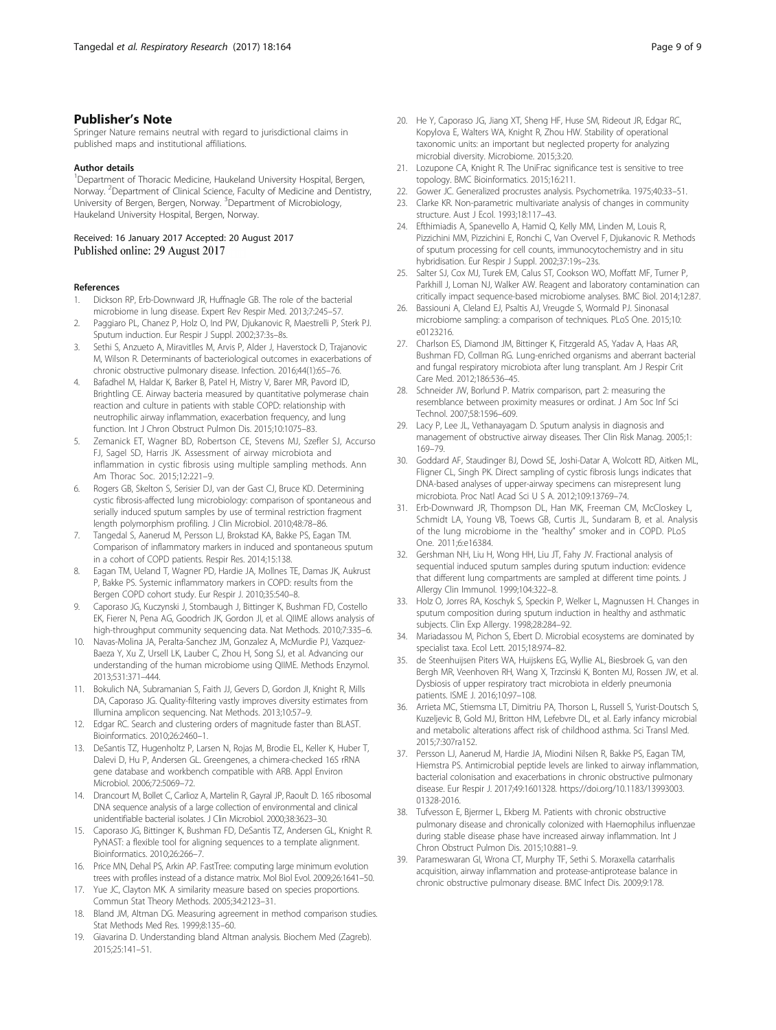## Publisher's Note

Springer Nature remains neutral with regard to jurisdictional claims in published maps and institutional affiliations.

### Author details

[1]Department of Thoracic Medicine, Haukeland University Hospital, Bergen, Norway. [2]Department of Clinical Science, Faculty of Medicine and Dentistry, University of Bergen, Bergen, Norway. [3]Department of Microbiology, Haukeland University Hospital, Bergen, Norway.

Received: 16 January 2017 Accepted: 20 August 2017
Published online: 29 August 2017

### References

1. Dickson RP, Erb-Downward JR, Huffnagle GB. The role of the bacterial microbiome in lung disease. Expert Rev Respir Med. 2013;7:245–57.
2. Paggiaro PL, Chanez P, Holz O, Ind PW, Djukanovic R, Maestrelli P, Sterk PJ. Sputum induction. Eur Respir J Suppl. 2002;37:3s–8s.
3. Sethi S, Anzueto A, Miravitlles M, Arvis P, Alder J, Haverstock D, Trajanovic M, Wilson R. Determinants of bacteriological outcomes in exacerbations of chronic obstructive pulmonary disease. Infection. 2016;44(1):65–76.
4. Bafadhel M, Haldar K, Barker B, Patel H, Mistry V, Barer MR, Pavord ID, Brightling CE. Airway bacteria measured by quantitative polymerase chain reaction and culture in patients with stable COPD: relationship with neutrophilic airway inflammation, exacerbation frequency, and lung function. Int J Chron Obstruct Pulmon Dis. 2015;10:1075–83.
5. Zemanick ET, Wagner BD, Robertson CE, Stevens MJ, Szefler SJ, Accurso FJ, Sagel SD, Harris JK. Assessment of airway microbiota and inflammation in cystic fibrosis using multiple sampling methods. Ann Am Thorac Soc. 2015;12:221–9.
6. Rogers GB, Skelton S, Serisier DJ, van der Gast CJ, Bruce KD. Determining cystic fibrosis-affected lung microbiology: comparison of spontaneous and serially induced sputum samples by use of terminal restriction fragment length polymorphism profiling. J Clin Microbiol. 2010;48:78–86.
7. Tangedal S, Aanerud M, Persson LJ, Brokstad KA, Bakke PS, Eagan TM. Comparison of inflammatory markers in induced and spontaneous sputum in a cohort of COPD patients. Respir Res. 2014;15:138.
8. Eagan TM, Ueland T, Wagner PD, Hardie JA, Mollnes TE, Damas JK, Aukrust P, Bakke PS. Systemic inflammatory markers in COPD: results from the Bergen COPD cohort study. Eur Respir J. 2010;35:540–8.
9. Caporaso JG, Kuczynski J, Stombaugh J, Bittinger K, Bushman FD, Costello EK, Fierer N, Pena AG, Goodrich JK, Gordon JI, et al. QIIME allows analysis of high-throughput community sequencing data. Nat Methods. 2010;7:335–6.
10. Navas-Molina JA, Peralta-Sanchez JM, Gonzalez A, McMurdie PJ, Vazquez-Baeza Y, Xu Z, Ursell LK, Lauber C, Zhou H, Song SJ, et al. Advancing our understanding of the human microbiome using QIIME. Methods Enzymol. 2013;531:371–444.
11. Bokulich NA, Subramanian S, Faith JJ, Gevers D, Gordon JI, Knight R, Mills DA, Caporaso JG. Quality-filtering vastly improves diversity estimates from Illumina amplicon sequencing. Nat Methods. 2013;10:57–9.
12. Edgar RC. Search and clustering orders of magnitude faster than BLAST. Bioinformatics. 2010;26:2460–1.
13. DeSantis TZ, Hugenholtz P, Larsen N, Rojas M, Brodie EL, Keller K, Huber T, Dalevi D, Hu P, Andersen GL. Greengenes, a chimera-checked 16S rRNA gene database and workbench compatible with ARB. Appl Environ Microbiol. 2006;72:5069–72.
14. Drancourt M, Bollet C, Carlioz A, Martelin R, Gayral JP, Raoult D. 16S ribosomal DNA sequence analysis of a large collection of environmental and clinical unidentifiable bacterial isolates. J Clin Microbiol. 2000;38:3623–30.
15. Caporaso JG, Bittinger K, Bushman FD, DeSantis TZ, Andersen GL, Knight R. PyNAST: a flexible tool for aligning sequences to a template alignment. Bioinformatics. 2010;26:266–7.
16. Price MN, Dehal PS, Arkin AP. FastTree: computing large minimum evolution trees with profiles instead of a distance matrix. Mol Biol Evol. 2009;26:1641–50.
17. Yue JC, Clayton MK. A similarity measure based on species proportions. Commun Stat Theory Methods. 2005;34:2123–31.
18. Bland JM, Altman DG. Measuring agreement in method comparison studies. Stat Methods Med Res. 1999;8:135–60.
19. Giavarina D. Understanding bland Altman analysis. Biochem Med (Zagreb). 2015;25:141–51.
20. He Y, Caporaso JG, Jiang XT, Sheng HF, Huse SM, Rideout JR, Edgar RC, Kopylova E, Walters WA, Knight R, Zhou HW. Stability of operational taxonomic units: an important but neglected property for analyzing microbial diversity. Microbiome. 2015;3:20.
21. Lozupone CA, Knight R. The UniFrac significance test is sensitive to tree topology. BMC Bioinformatics. 2015;16:211.
22. Gower JC. Generalized procrustes analysis. Psychometrika. 1975;40:33–51.
23. Clarke KR. Non-parametric multivariate analysis of changes in community structure. Aust J Ecol. 1993;18:117–43.
24. Efthimiadis A, Spanevello A, Hamid Q, Kelly MM, Linden M, Louis R, Pizzichini MM, Pizzichini E, Ronchi C, Van Overvel F, Djukanovic R. Methods of sputum processing for cell counts, immunocytochemistry and in situ hybridisation. Eur Respir J Suppl. 2002;37:19s–23s.
25. Salter SJ, Cox MJ, Turek EM, Calus ST, Cookson WO, Moffatt MF, Turner P, Parkhill J, Loman NJ, Walker AW. Reagent and laboratory contamination can critically impact sequence-based microbiome analyses. BMC Biol. 2014;12:87.
26. Bassiouni A, Cleland EJ, Psaltis AJ, Vreugde S, Wormald PJ. Sinonasal microbiome sampling: a comparison of techniques. PLoS One. 2015;10:e0123216.
27. Charlson ES, Diamond JM, Bittinger K, Fitzgerald AS, Yadav A, Haas AR, Bushman FD, Collman RG. Lung-enriched organisms and aberrant bacterial and fungal respiratory microbiota after lung transplant. Am J Respir Crit Care Med. 2012;186:536–45.
28. Schneider JW, Borlund P. Matrix comparison, part 2: measuring the resemblance between proximity measures or ordinat. J Am Soc Inf Sci Technol. 2007;58:1596–609.
29. Lacy P, Lee JL, Vethanayagam D. Sputum analysis in diagnosis and management of obstructive airway diseases. Ther Clin Risk Manag. 2005;1:169–79.
30. Goddard AF, Staudinger BJ, Dowd SE, Joshi-Datar A, Wolcott RD, Aitken ML, Fligner CL, Singh PK. Direct sampling of cystic fibrosis lungs indicates that DNA-based analyses of upper-airway specimens can misrepresent lung microbiota. Proc Natl Acad Sci U S A. 2012;109:13769–74.
31. Erb-Downward JR, Thompson DL, Han MK, Freeman CM, McCloskey L, Schmidt LA, Young VB, Toews GB, Curtis JL, Sundaram B, et al. Analysis of the lung microbiome in the "healthy" smoker and in COPD. PLoS One. 2011;6:e16384.
32. Gershman NH, Liu H, Wong HH, Liu JT, Fahy JV. Fractional analysis of sequential induced sputum samples during sputum induction: evidence that different lung compartments are sampled at different time points. J Allergy Clin Immunol. 1999;104:322–8.
33. Holz O, Jorres RA, Koschyk S, Speckin P, Welker L, Magnussen H. Changes in sputum composition during sputum induction in healthy and asthmatic subjects. Clin Exp Allergy. 1998;28:284–92.
34. Mariadassou M, Pichon S, Ebert D. Microbial ecosystems are dominated by specialist taxa. Ecol Lett. 2015;18:974–82.
35. de Steenhuijsen Piters WA, Huijskens EG, Wyllie AL, Biesbroek G, van den Bergh MR, Veenhoven RH, Wang X, Trzcinski K, Bonten MJ, Rossen JW, et al. Dysbiosis of upper respiratory tract microbiota in elderly pneumonia patients. ISME J. 2016;10:97–108.
36. Arrieta MC, Stiemsma LT, Dimitriu PA, Thorson L, Russell S, Yurist-Doutsch S, Kuzeljevic B, Gold MJ, Britton HM, Lefebvre DL, et al. Early infancy microbial and metabolic alterations affect risk of childhood asthma. Sci Transl Med. 2015;7:307ra152.
37. Persson LJ, Aanerud M, Hardie JA, Miodini Nilsen R, Bakke PS, Eagan TM, Hiemstra PS. Antimicrobial peptide levels are linked to airway inflammation, bacterial colonisation and exacerbations in chronic obstructive pulmonary disease. Eur Respir J. 2017;49:1601328. https://doi.org/10.1183/13993003.01328-2016.
38. Tufvesson E, Bjermer L, Ekberg M. Patients with chronic obstructive pulmonary disease and chronically colonized with Haemophilus influenzae during stable disease phase have increased airway inflammation. Int J Chron Obstruct Pulmon Dis. 2015;10:881–9.
39. Parameswaran GI, Wrona CT, Murphy TF, Sethi S. Moraxella catarrhalis acquisition, airway inflammation and protease-antiprotease balance in chronic obstructive pulmonary disease. BMC Infect Dis. 2009;9:178.